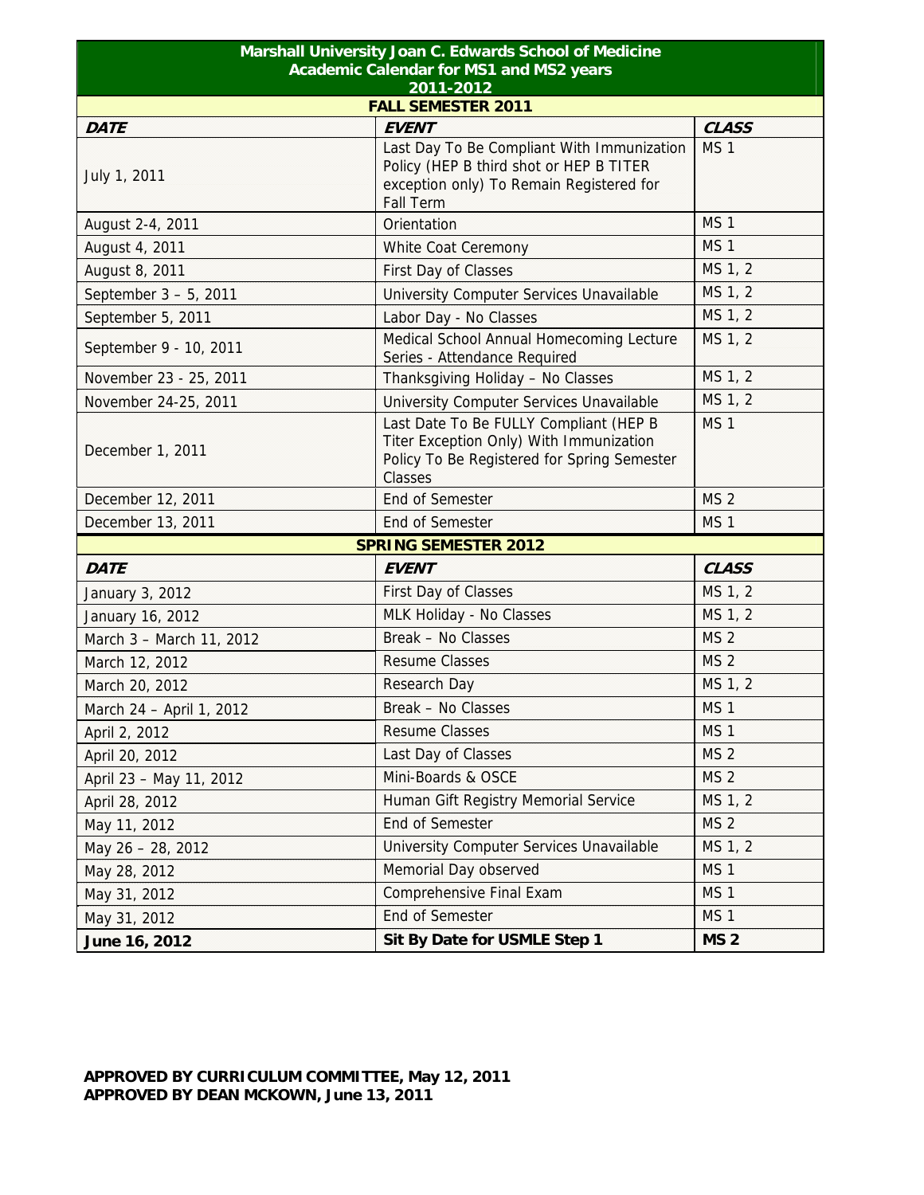# Marshall University Joan C. Edwards School of Medicine
## Academic Calendar for MS1 and MS2 years
## 2011-2012

### FALL SEMESTER 2011

| DATE | EVENT | CLASS |
|---|---|---|
| July 1, 2011 | Last Day To Be Compliant With Immunization Policy (HEP B third shot or HEP B TITER exception only) To Remain Registered for Fall Term | MS 1 |
| August 2-4, 2011 | Orientation | MS 1 |
| August 4, 2011 | White Coat Ceremony | MS 1 |
| August 8, 2011 | First Day of Classes | MS 1, 2 |
| September 3 – 5, 2011 | University Computer Services Unavailable | MS 1, 2 |
| September 5, 2011 | Labor Day - No Classes | MS 1, 2 |
| September 9 - 10, 2011 | Medical School Annual Homecoming Lecture Series - Attendance Required | MS 1, 2 |
| November 23 - 25, 2011 | Thanksgiving Holiday – No Classes | MS 1, 2 |
| November 24-25, 2011 | University Computer Services Unavailable | MS 1, 2 |
| December 1, 2011 | Last Date To Be FULLY Compliant (HEP B Titer Exception Only) With Immunization Policy To Be Registered for Spring Semester Classes | MS 1 |
| December 12, 2011 | End of Semester | MS 2 |
| December 13, 2011 | End of Semester | MS 1 |

### SPRING SEMESTER 2012

| DATE | EVENT | CLASS |
|---|---|---|
| January 3, 2012 | First Day of Classes | MS 1, 2 |
| January 16, 2012 | MLK Holiday - No Classes | MS 1, 2 |
| March 3 – March 11, 2012 | Break – No Classes | MS 2 |
| March 12, 2012 | Resume Classes | MS 2 |
| March 20, 2012 | Research Day | MS 1, 2 |
| March 24 – April 1, 2012 | Break – No Classes | MS 1 |
| April 2, 2012 | Resume Classes | MS 1 |
| April 20, 2012 | Last Day of Classes | MS 2 |
| April 23 – May 11, 2012 | Mini-Boards & OSCE | MS 2 |
| April 28, 2012 | Human Gift Registry Memorial Service | MS 1, 2 |
| May 11, 2012 | End of Semester | MS 2 |
| May 26 – 28, 2012 | University Computer Services Unavailable | MS 1, 2 |
| May 28, 2012 | Memorial Day observed | MS 1 |
| May 31, 2012 | Comprehensive Final Exam | MS 1 |
| May 31, 2012 | End of Semester | MS 1 |
| **June 16, 2012** | **Sit By Date for USMLE Step 1** | **MS 2** |

**APPROVED BY CURRICULUM COMMITTEE, May 12, 2011**
**APPROVED BY DEAN MCKOWN, June 13, 2011**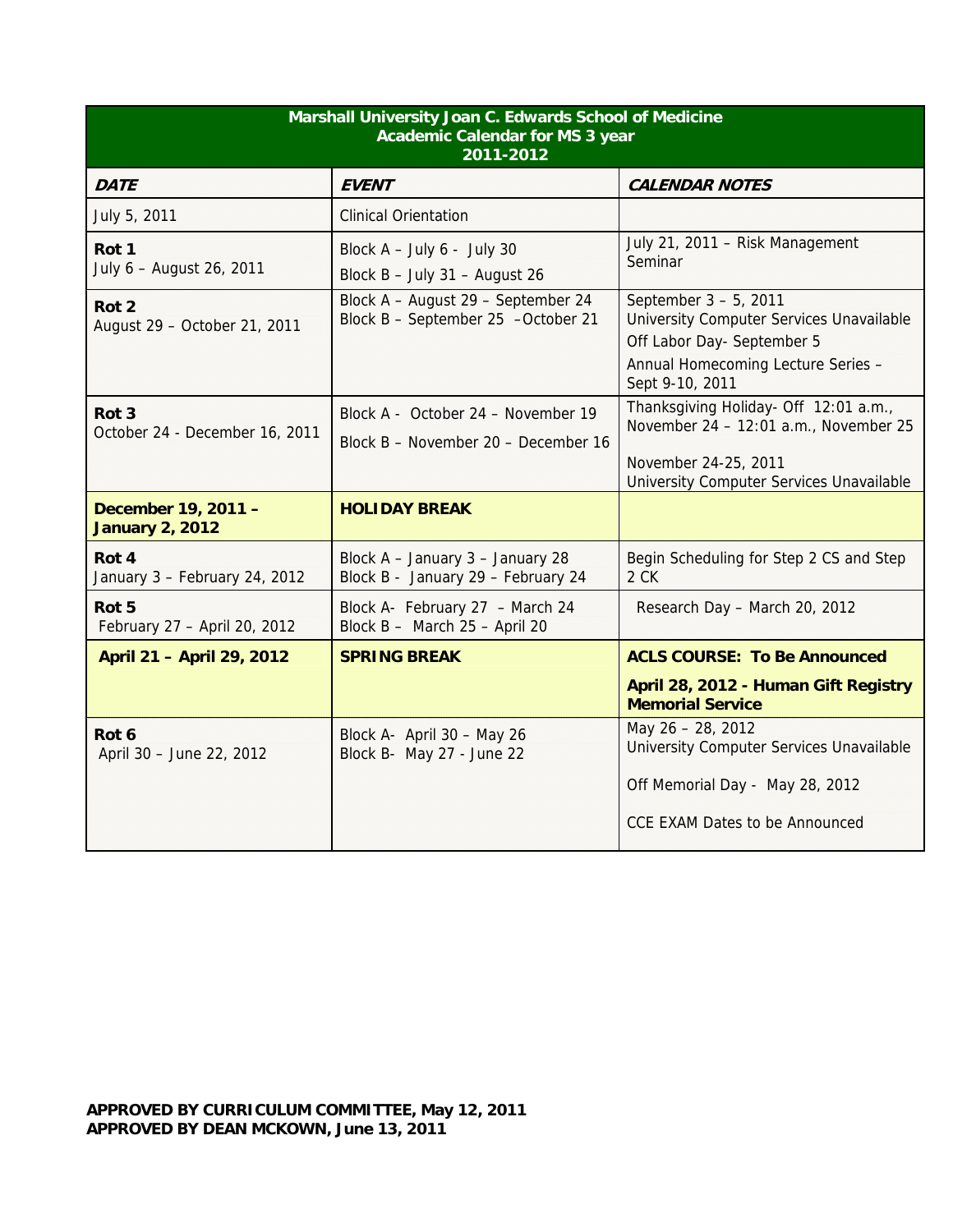| Marshall University Joan C. Edwards School of Medicine<br>Academic Calendar for MS 3 year<br>2011-2012 | | |
|---|---|---|
| ***DATE*** | ***EVENT*** | ***CALENDAR NOTES*** |
| July 5, 2011 | Clinical Orientation | |
| **Rot 1**<br>July 6 – August 26, 2011 | Block A – July 6 - July 30<br>Block B – July 31 – August 26 | July 21, 2011 – Risk Management Seminar |
| **Rot 2**<br>August 29 – October 21, 2011 | Block A – August 29 – September 24<br>Block B – September 25 –October 21 | September 3 – 5, 2011<br>University Computer Services Unavailable<br>Off Labor Day- September 5<br>Annual Homecoming Lecture Series – Sept 9-10, 2011 |
| **Rot 3**<br>October 24 - December 16, 2011 | Block A - October 24 – November 19<br>Block B – November 20 – December 16 | Thanksgiving Holiday- Off 12:01 a.m., November 24 – 12:01 a.m., November 25<br>November 24-25, 2011<br>University Computer Services Unavailable |
| **December 19, 2011 – January 2, 2012** | **HOLIDAY BREAK** | |
| **Rot 4**<br>January 3 – February 24, 2012 | Block A – January 3 – January 28<br>Block B - January 29 – February 24 | Begin Scheduling for Step 2 CS and Step 2 CK |
| **Rot 5**<br>February 27 – April 20, 2012 | Block A- February 27 – March 24<br>Block B – March 25 – April 20 | Research Day – March 20, 2012 |
| **April 21 – April 29, 2012** | **SPRING BREAK** | **ACLS COURSE: To Be Announced**<br>**April 28, 2012 - Human Gift Registry Memorial Service** |
| **Rot 6**<br>April 30 – June 22, 2012 | Block A- April 30 – May 26<br>Block B- May 27 - June 22 | May 26 – 28, 2012<br>University Computer Services Unavailable<br>Off Memorial Day - May 28, 2012<br>CCE EXAM Dates to be Announced |

**APPROVED BY CURRICULUM COMMITTEE, May 12, 2011**
**APPROVED BY DEAN MCKOWN, June 13, 2011**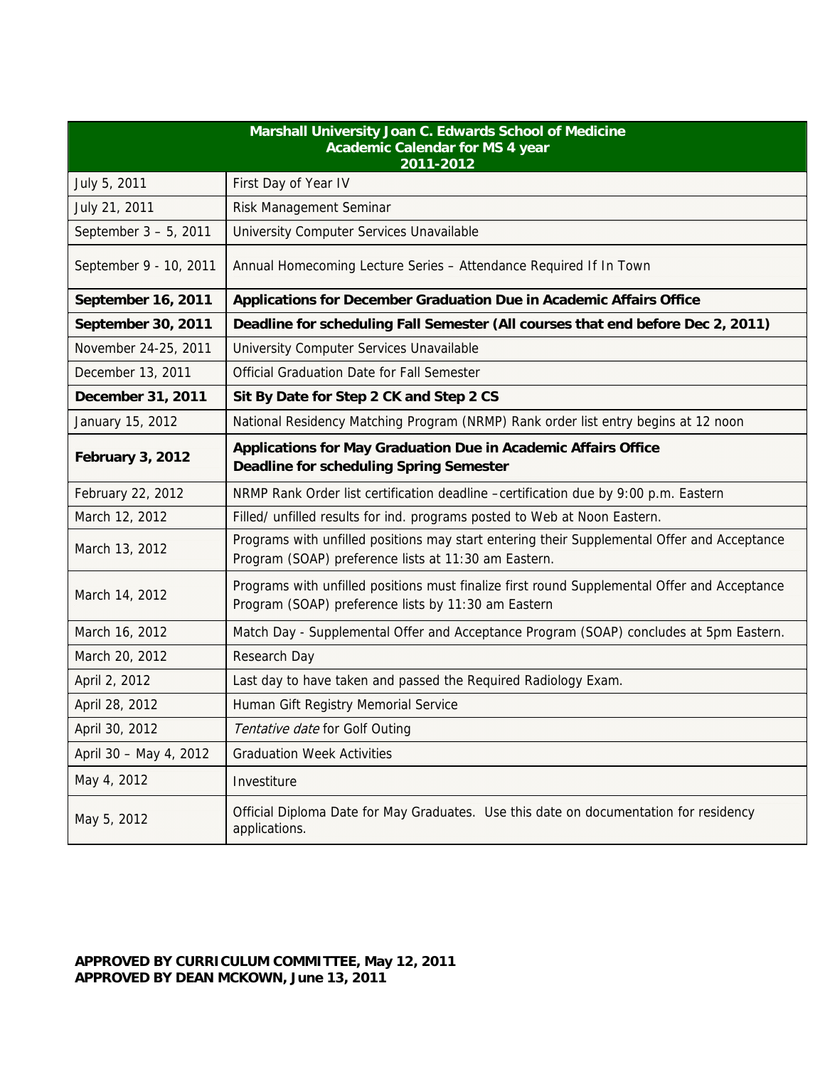| Marshall University Joan C. Edwards School of Medicine<br>Academic Calendar for MS 4 year<br>2011-2012 | |
|---|---|
| July 5, 2011 | First Day of Year IV |
| July 21, 2011 | Risk Management Seminar |
| September 3 – 5, 2011 | University Computer Services Unavailable |
| September 9 - 10, 2011 | Annual Homecoming Lecture Series – Attendance Required If In Town |
| **September 16, 2011** | **Applications for December Graduation Due in Academic Affairs Office** |
| **September 30, 2011** | **Deadline for scheduling Fall Semester (All courses that end before Dec 2, 2011)** |
| November 24-25, 2011 | University Computer Services Unavailable |
| December 13, 2011 | Official Graduation Date for Fall Semester |
| **December 31, 2011** | **Sit By Date for Step 2 CK and Step 2 CS** |
| January 15, 2012 | National Residency Matching Program (NRMP) Rank order list entry begins at 12 noon |
| **February 3, 2012** | **Applications for May Graduation Due in Academic Affairs Office**<br>**Deadline for scheduling Spring Semester** |
| February 22, 2012 | NRMP Rank Order list certification deadline –certification due by 9:00 p.m. Eastern |
| March 12, 2012 | Filled/ unfilled results for ind. programs posted to Web at Noon Eastern. |
| March 13, 2012 | Programs with unfilled positions may start entering their Supplemental Offer and Acceptance Program (SOAP) preference lists at 11:30 am Eastern. |
| March 14, 2012 | Programs with unfilled positions must finalize first round Supplemental Offer and Acceptance Program (SOAP) preference lists by 11:30 am Eastern |
| March 16, 2012 | Match Day - Supplemental Offer and Acceptance Program (SOAP) concludes at 5pm Eastern. |
| March 20, 2012 | Research Day |
| April 2, 2012 | Last day to have taken and passed the Required Radiology Exam. |
| April 28, 2012 | Human Gift Registry Memorial Service |
| April 30, 2012 | *Tentative date* for Golf Outing |
| April 30 – May 4, 2012 | Graduation Week Activities |
| May 4, 2012 | Investiture |
| May 5, 2012 | Official Diploma Date for May Graduates. Use this date on documentation for residency applications. |

**APPROVED BY CURRICULUM COMMITTEE, May 12, 2011**
**APPROVED BY DEAN MCKOWN, June 13, 2011**